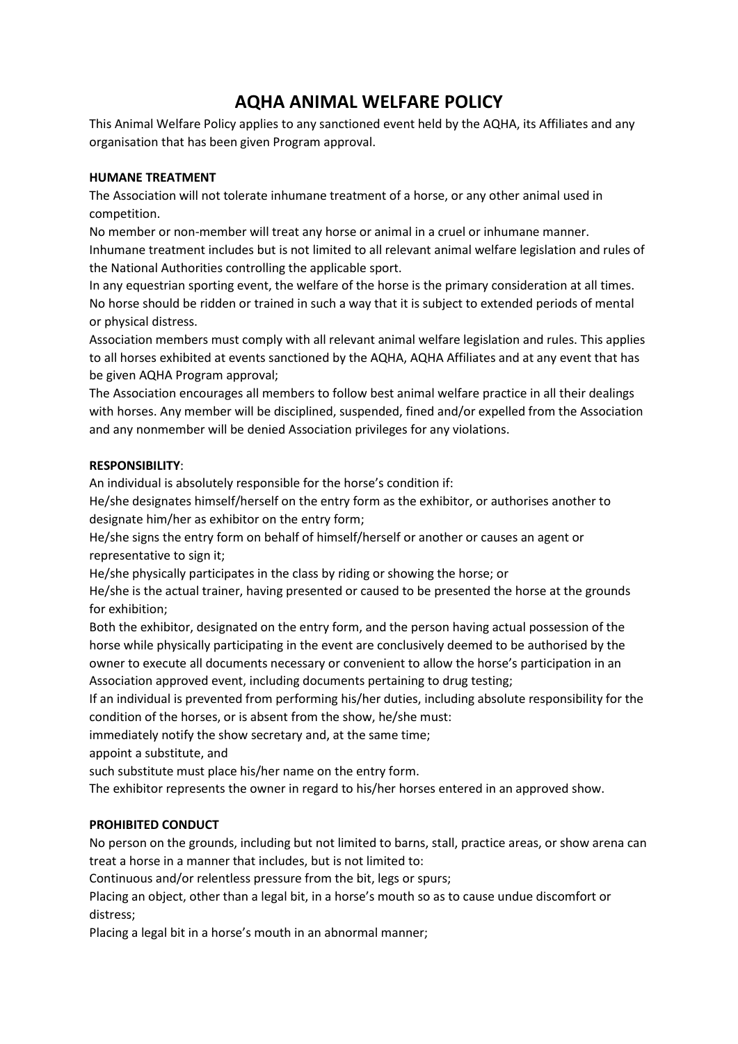# AQHA ANIMAL WELFARE POLICY

This Animal Welfare Policy applies to any sanctioned event held by the AQHA, its Affiliates and any organisation that has been given Program approval.

**HUMANE TREATMENT**

The Association will not tolerate inhumane treatment of a horse, or any other animal used in competition.

No member or non-member will treat any horse or animal in a cruel or inhumane manner.

Inhumane treatment includes but is not limited to all relevant animal welfare legislation and rules of the National Authorities controlling the applicable sport.

In any equestrian sporting event, the welfare of the horse is the primary consideration at all times. No horse should be ridden or trained in such a way that it is subject to extended periods of mental or physical distress.

Association members must comply with all relevant animal welfare legislation and rules. This applies to all horses exhibited at events sanctioned by the AQHA, AQHA Affiliates and at any event that has be given AQHA Program approval;

The Association encourages all members to follow best animal welfare practice in all their dealings with horses. Any member will be disciplined, suspended, fined and/or expelled from the Association and any nonmember will be denied Association privileges for any violations.

**RESPONSIBILITY**:

An individual is absolutely responsible for the horse's condition if:

He/she designates himself/herself on the entry form as the exhibitor, or authorises another to designate him/her as exhibitor on the entry form;

He/she signs the entry form on behalf of himself/herself or another or causes an agent or representative to sign it;

He/she physically participates in the class by riding or showing the horse; or

He/she is the actual trainer, having presented or caused to be presented the horse at the grounds for exhibition;

Both the exhibitor, designated on the entry form, and the person having actual possession of the horse while physically participating in the event are conclusively deemed to be authorised by the owner to execute all documents necessary or convenient to allow the horse's participation in an Association approved event, including documents pertaining to drug testing;

If an individual is prevented from performing his/her duties, including absolute responsibility for the condition of the horses, or is absent from the show, he/she must:

immediately notify the show secretary and, at the same time;

appoint a substitute, and

such substitute must place his/her name on the entry form.

The exhibitor represents the owner in regard to his/her horses entered in an approved show.

**PROHIBITED CONDUCT**

No person on the grounds, including but not limited to barns, stall, practice areas, or show arena can treat a horse in a manner that includes, but is not limited to:

Continuous and/or relentless pressure from the bit, legs or spurs;

Placing an object, other than a legal bit, in a horse's mouth so as to cause undue discomfort or distress;

Placing a legal bit in a horse's mouth in an abnormal manner;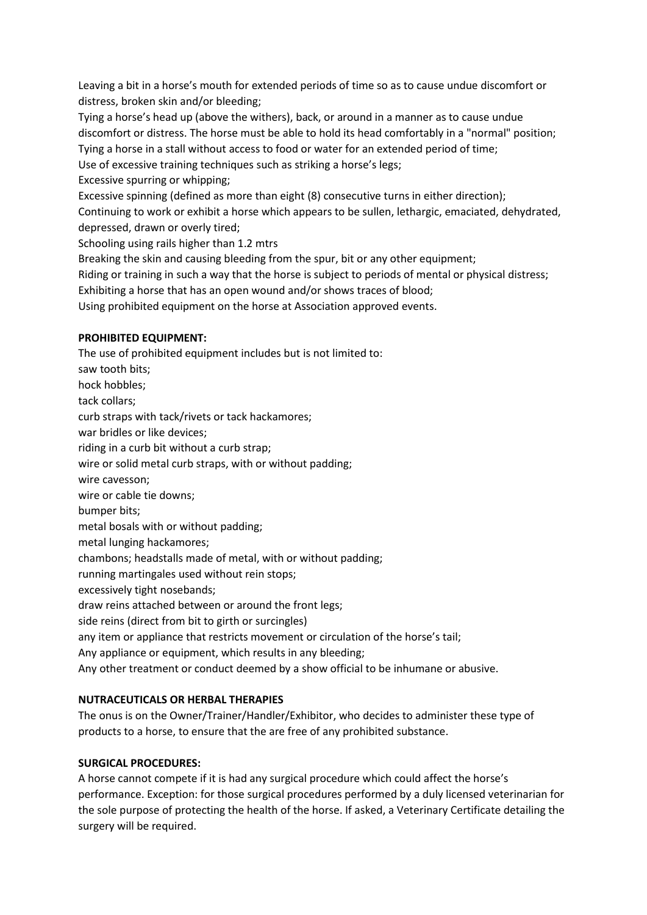Leaving a bit in a horse's mouth for extended periods of time so as to cause undue discomfort or distress, broken skin and/or bleeding;

Tying a horse's head up (above the withers), back, or around in a manner as to cause undue discomfort or distress. The horse must be able to hold its head comfortably in a "normal" position;

Tying a horse in a stall without access to food or water for an extended period of time;

Use of excessive training techniques such as striking a horse's legs;

Excessive spurring or whipping;

Excessive spinning (defined as more than eight (8) consecutive turns in either direction);

Continuing to work or exhibit a horse which appears to be sullen, lethargic, emaciated, dehydrated, depressed, drawn or overly tired;

Schooling using rails higher than 1.2 mtrs

Breaking the skin and causing bleeding from the spur, bit or any other equipment;

Riding or training in such a way that the horse is subject to periods of mental or physical distress;

Exhibiting a horse that has an open wound and/or shows traces of blood;

Using prohibited equipment on the horse at Association approved events.

**PROHIBITED EQUIPMENT:**

The use of prohibited equipment includes but is not limited to:

saw tooth bits;

hock hobbles;

tack collars;

curb straps with tack/rivets or tack hackamores;

war bridles or like devices;

riding in a curb bit without a curb strap;

wire or solid metal curb straps, with or without padding;

wire cavesson;

wire or cable tie downs;

bumper bits;

metal bosals with or without padding;

metal lunging hackamores;

chambons; headstalls made of metal, with or without padding;

running martingales used without rein stops;

excessively tight nosebands;

draw reins attached between or around the front legs;

side reins (direct from bit to girth or surcingles)

any item or appliance that restricts movement or circulation of the horse's tail;

Any appliance or equipment, which results in any bleeding;

Any other treatment or conduct deemed by a show official to be inhumane or abusive.

**NUTRACEUTICALS OR HERBAL THERAPIES**

The onus is on the Owner/Trainer/Handler/Exhibitor, who decides to administer these type of products to a horse, to ensure that the are free of any prohibited substance.

**SURGICAL PROCEDURES:**

A horse cannot compete if it is had any surgical procedure which could affect the horse's performance. Exception: for those surgical procedures performed by a duly licensed veterinarian for the sole purpose of protecting the health of the horse. If asked, a Veterinary Certificate detailing the surgery will be required.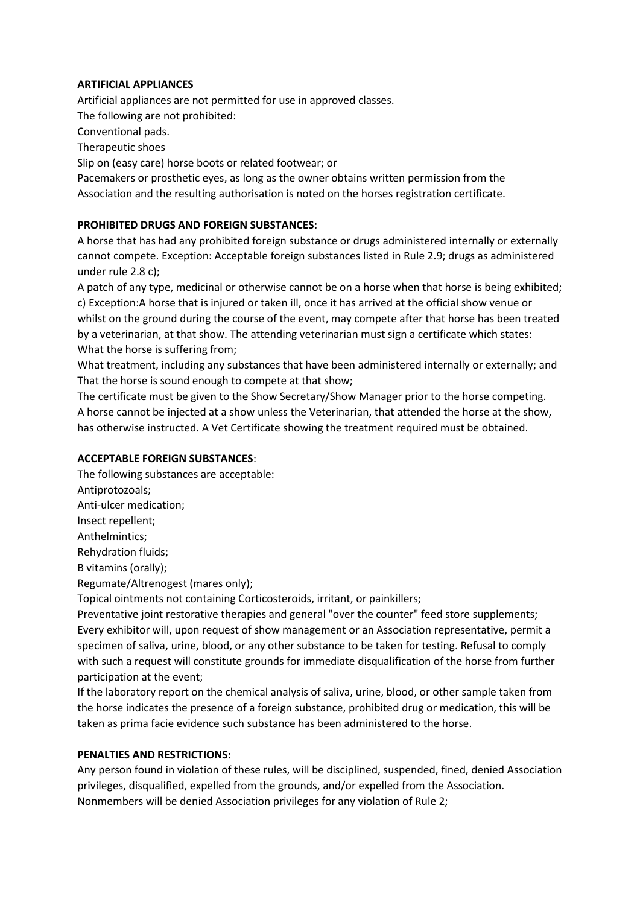**ARTIFICIAL APPLIANCES**

Artificial appliances are not permitted for use in approved classes.

The following are not prohibited:

Conventional pads.

Therapeutic shoes

Slip on (easy care) horse boots or related footwear; or

Pacemakers or prosthetic eyes, as long as the owner obtains written permission from the Association and the resulting authorisation is noted on the horses registration certificate.

**PROHIBITED DRUGS AND FOREIGN SUBSTANCES:**

A horse that has had any prohibited foreign substance or drugs administered internally or externally cannot compete. Exception: Acceptable foreign substances listed in Rule 2.9; drugs as administered under rule 2.8 c);

A patch of any type, medicinal or otherwise cannot be on a horse when that horse is being exhibited;

c) Exception:A horse that is injured or taken ill, once it has arrived at the official show venue or whilst on the ground during the course of the event, may compete after that horse has been treated by a veterinarian, at that show. The attending veterinarian must sign a certificate which states:

What the horse is suffering from;

What treatment, including any substances that have been administered internally or externally; and

That the horse is sound enough to compete at that show;

The certificate must be given to the Show Secretary/Show Manager prior to the horse competing.

A horse cannot be injected at a show unless the Veterinarian, that attended the horse at the show, has otherwise instructed. A Vet Certificate showing the treatment required must be obtained.

**ACCEPTABLE FOREIGN SUBSTANCES**:

The following substances are acceptable:

Antiprotozoals;

Anti-ulcer medication;

Insect repellent;

Anthelmintics;

Rehydration fluids;

B vitamins (orally);

Regumate/Altrenogest (mares only);

Topical ointments not containing Corticosteroids, irritant, or painkillers;

Preventative joint restorative therapies and general "over the counter" feed store supplements;

Every exhibitor will, upon request of show management or an Association representative, permit a specimen of saliva, urine, blood, or any other substance to be taken for testing. Refusal to comply with such a request will constitute grounds for immediate disqualification of the horse from further participation at the event;

If the laboratory report on the chemical analysis of saliva, urine, blood, or other sample taken from the horse indicates the presence of a foreign substance, prohibited drug or medication, this will be taken as prima facie evidence such substance has been administered to the horse.

**PENALTIES AND RESTRICTIONS:**

Any person found in violation of these rules, will be disciplined, suspended, fined, denied Association privileges, disqualified, expelled from the grounds, and/or expelled from the Association.

Nonmembers will be denied Association privileges for any violation of Rule 2;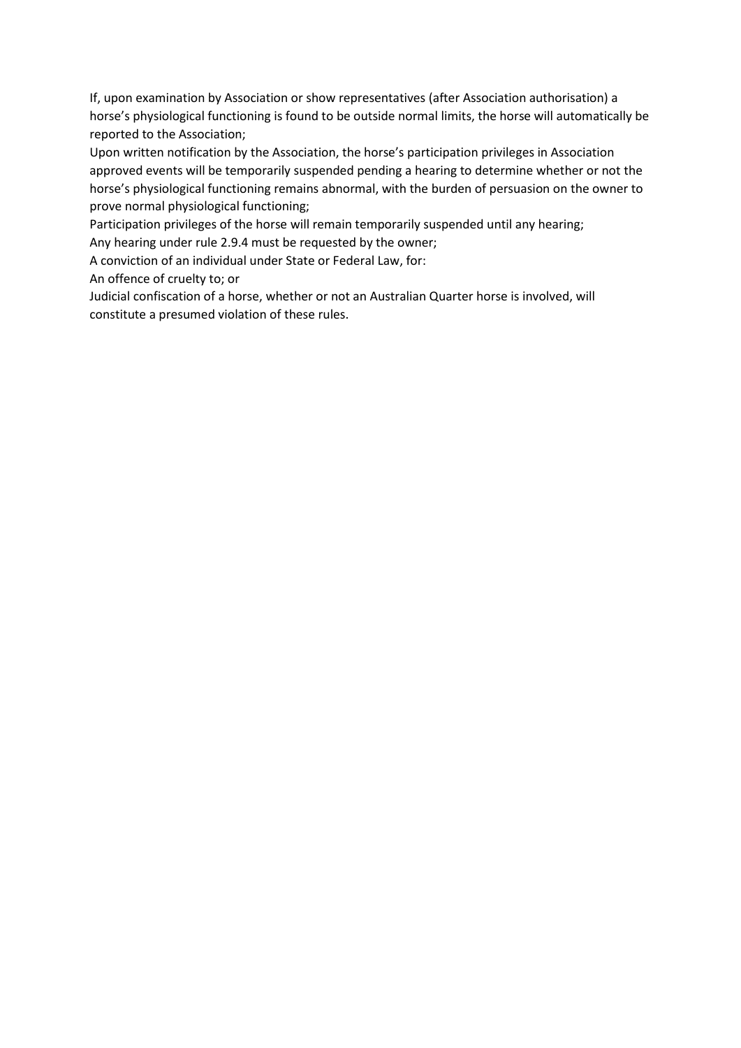If, upon examination by Association or show representatives (after Association authorisation) a horse's physiological functioning is found to be outside normal limits, the horse will automatically be reported to the Association;

Upon written notification by the Association, the horse's participation privileges in Association approved events will be temporarily suspended pending a hearing to determine whether or not the horse's physiological functioning remains abnormal, with the burden of persuasion on the owner to prove normal physiological functioning;

Participation privileges of the horse will remain temporarily suspended until any hearing;

Any hearing under rule 2.9.4 must be requested by the owner;

A conviction of an individual under State or Federal Law, for:

An offence of cruelty to; or

Judicial confiscation of a horse, whether or not an Australian Quarter horse is involved, will constitute a presumed violation of these rules.